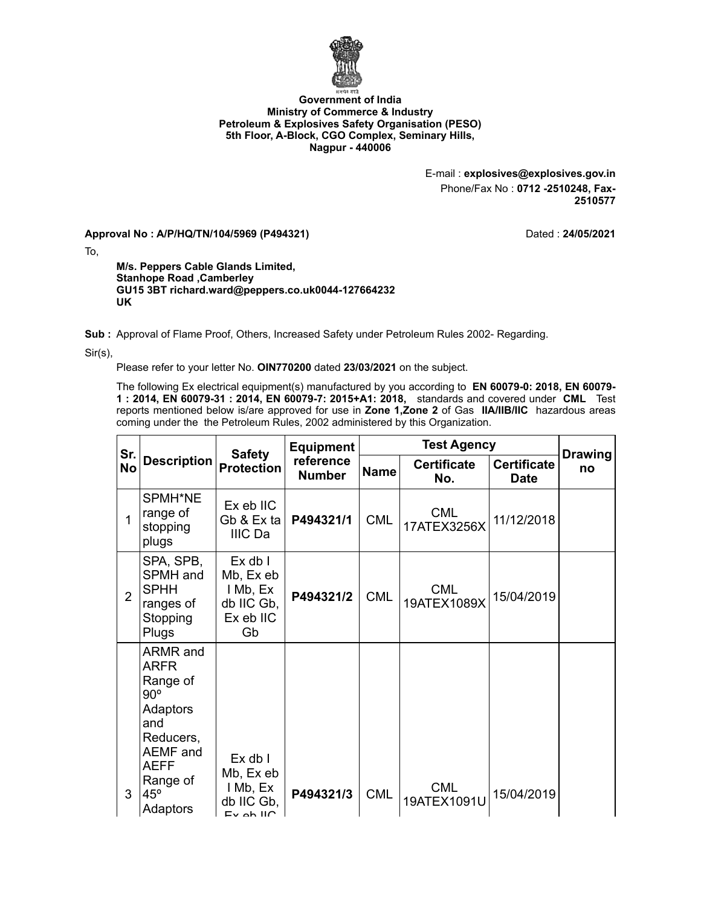**Government of India**
**Ministry of Commerce & Industry**
**Petroleum & Explosives Safety Organisation (PESO)**
**5th Floor, A-Block, CGO Complex, Seminary Hills,**
**Nagpur - 440006**

E-mail : **explosives@explosives.gov.in**
Phone/Fax No : **0712 -2510248, Fax-2510577**

**Approval No : A/P/HQ/TN/104/5969 (P494321)** Dated : **24/05/2021**

To,

**M/s. Peppers Cable Glands Limited,**
**Stanhope Road ,Camberley**
**GU15 3BT richard.ward@peppers.co.uk0044-127664232**
**UK**

**Sub :** Approval of Flame Proof, Others, Increased Safety under Petroleum Rules 2002- Regarding.

Sir(s),

Please refer to your letter No. **OIN770200** dated **23/03/2021** on the subject.

The following Ex electrical equipment(s) manufactured by you according to **EN 60079-0: 2018, EN 60079-1 : 2014, EN 60079-31 : 2014, EN 60079-7: 2015+A1: 2018,** standards and covered under **CML** Test reports mentioned below is/are approved for use in **Zone 1,Zone 2** of Gas **IIA/IIB/IIC** hazardous areas coming under the the Petroleum Rules, 2002 administered by this Organization.

| Sr. No | Description | Safety Protection | Equipment reference Number | Test Agency | | | Drawing no |
|---|---|---|---|---|---|---|---|
| | | | | Name | Certificate No. | Certificate Date | |
| 1 | SPMH*NE range of stopping plugs | Ex eb IIC Gb & Ex ta IIIC Da | **P494321/1** | CML | CML 17ATEX3256X | 11/12/2018 | |
| 2 | SPA, SPB, SPMH and SPHH ranges of Stopping Plugs | Ex db I Mb, Ex eb I Mb, Ex db IIC Gb, Ex eb IIC Gb | **P494321/2** | CML | CML 19ATEX1089X | 15/04/2019 | |
| 3 | ARMR and ARFR Range of 90º Adaptors and Reducers, AEMF and AEFF Range of 45º Adaptors | Ex db I Mb, Ex eb I Mb, Ex db IIC Gb, Ex eb IIC | **P494321/3** | CML | CML 19ATEX1091U | 15/04/2019 | |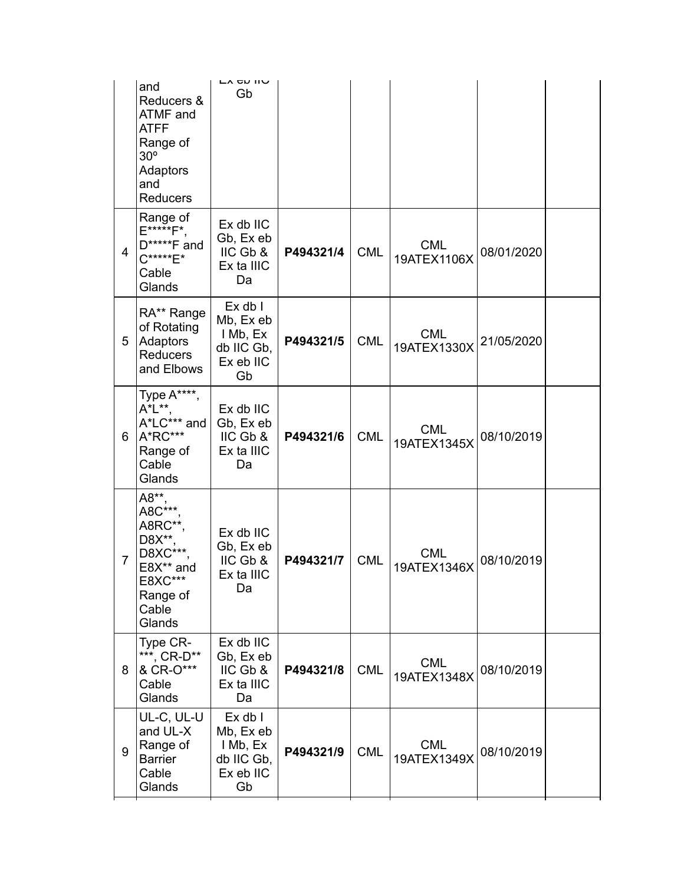| | | | | | | | |
|---|---|---|---|---|---|---|---|
| | and Reducers & ATMF and ATFF Range of 30º Adaptors and Reducers | Ex eb IIC Gb | | | | | |
| 4 | Range of E*****F*, D*****F and C*****E* Cable Glands | Ex db IIC Gb, Ex eb IIC Gb & Ex ta IIIC Da | **P494321/4** | CML | CML 19ATEX1106X | 08/01/2020 | |
| 5 | RA** Range of Rotating Adaptors Reducers and Elbows | Ex db I Mb, Ex eb I Mb, Ex db IIC Gb, Ex eb IIC Gb | **P494321/5** | CML | CML 19ATEX1330X | 21/05/2020 | |
| 6 | Type A****, A*L**, A*LC*** and A*RC*** Range of Cable Glands | Ex db IIC Gb, Ex eb IIC Gb & Ex ta IIIC Da | **P494321/6** | CML | CML 19ATEX1345X | 08/10/2019 | |
| 7 | A8**, A8C***, A8RC**, D8X**, D8XC***, E8X** and E8XC*** Range of Cable Glands | Ex db IIC Gb, Ex eb IIC Gb & Ex ta IIIC Da | **P494321/7** | CML | CML 19ATEX1346X | 08/10/2019 | |
| 8 | Type CR-***, CR-D** & CR-O*** Cable Glands | Ex db IIC Gb, Ex eb IIC Gb & Ex ta IIIC Da | **P494321/8** | CML | CML 19ATEX1348X | 08/10/2019 | |
| 9 | UL-C, UL-U and UL-X Range of Barrier Cable Glands | Ex db I Mb, Ex eb I Mb, Ex db IIC Gb, Ex eb IIC Gb | **P494321/9** | CML | CML 19ATEX1349X | 08/10/2019 | |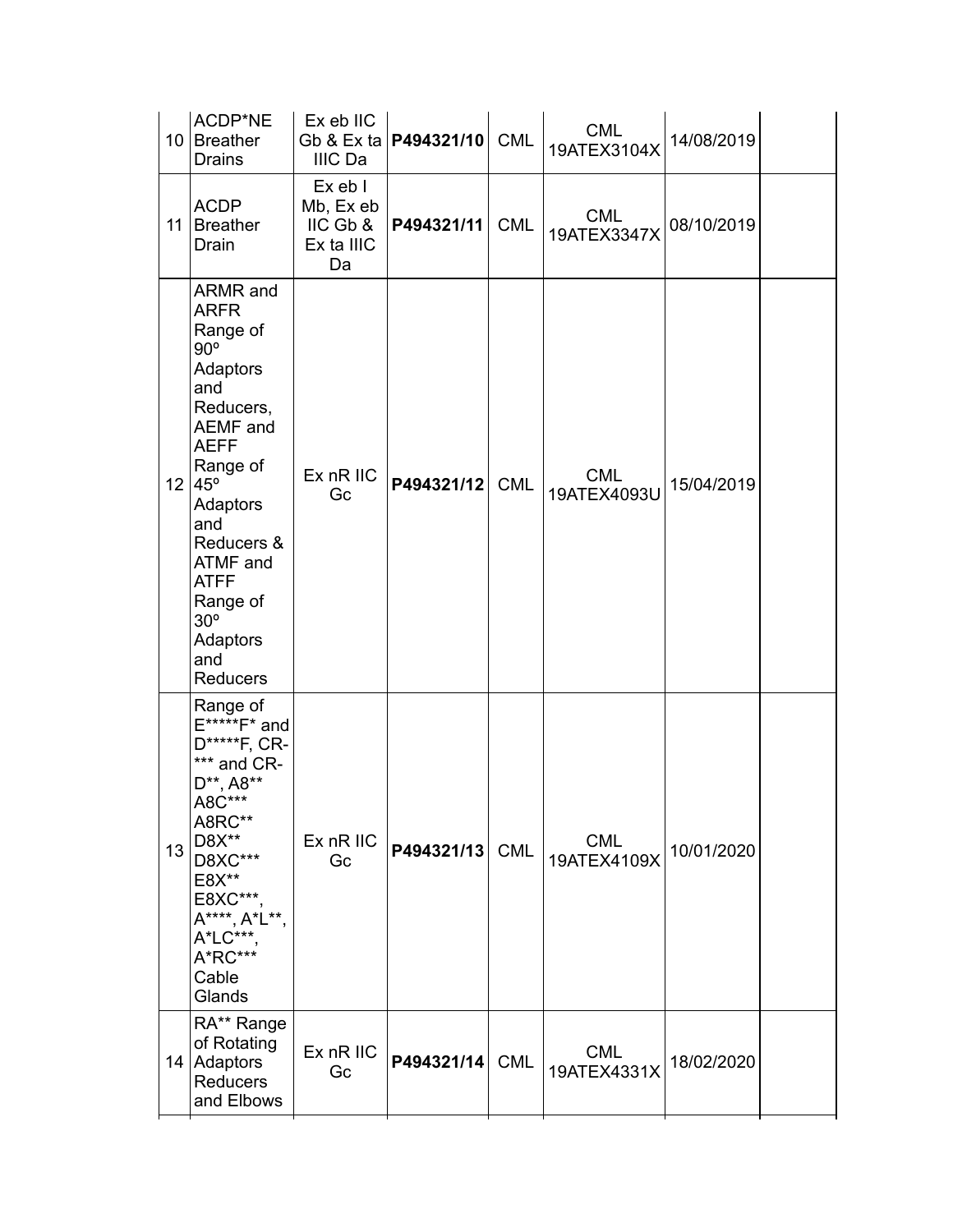| | | | | | | | |
|---|---|---|---|---|---|---|---|
| 10 | ACDP*NE Breather Drains | Ex eb IIC Gb & Ex ta IIIC Da | **P494321/10** | CML | CML 19ATEX3104X | 14/08/2019 | |
| 11 | ACDP Breather Drain | Ex eb I Mb, Ex eb IIC Gb & Ex ta IIIC Da | **P494321/11** | CML | CML 19ATEX3347X | 08/10/2019 | |
| 12 | ARMR and ARFR Range of 90º Adaptors and Reducers, AEMF and AEFF Range of 45º Adaptors and Reducers & ATMF and ATFF Range of 30º Adaptors and Reducers | Ex nR IIC Gc | **P494321/12** | CML | CML 19ATEX4093U | 15/04/2019 | |
| 13 | Range of E*****F* and D*****F, CR-*** and CR-D**, A8** A8C*** A8RC** D8X** D8XC*** E8X** E8XC***, A****, A*L**, A*LC***, A*RC*** Cable Glands | Ex nR IIC Gc | **P494321/13** | CML | CML 19ATEX4109X | 10/01/2020 | |
| 14 | RA** Range of Rotating Adaptors Reducers and Elbows | Ex nR IIC Gc | **P494321/14** | CML | CML 19ATEX4331X | 18/02/2020 | |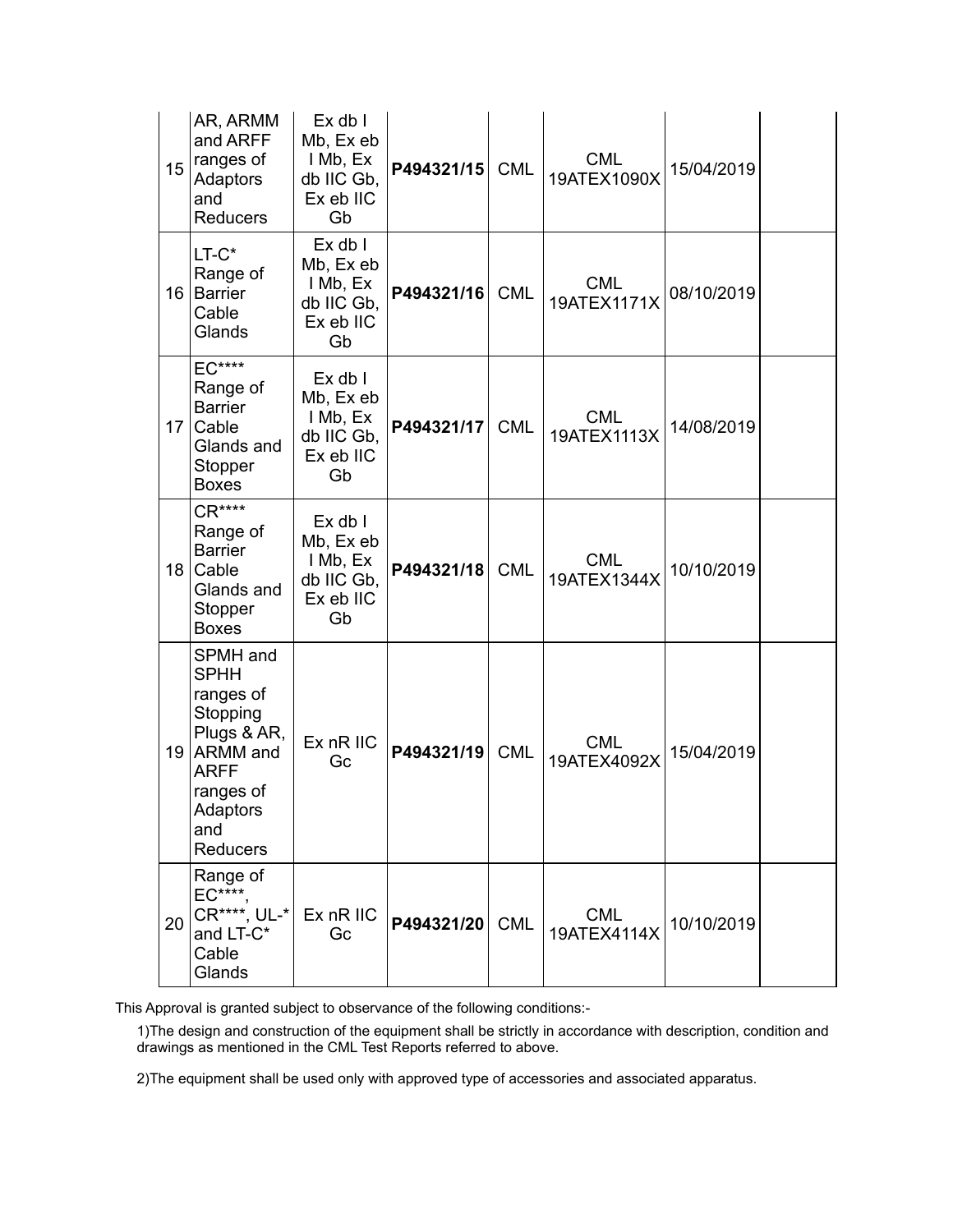| | | | | | | | |
|---|---|---|---|---|---|---|---|
| 15 | AR, ARMM and ARFF ranges of Adaptors and Reducers | Ex db I Mb, Ex eb I Mb, Ex db IIC Gb, Ex eb IIC Gb | **P494321/15** | CML | CML 19ATEX1090X | 15/04/2019 | |
| 16 | LT-C* Range of Barrier Cable Glands | Ex db I Mb, Ex eb I Mb, Ex db IIC Gb, Ex eb IIC Gb | **P494321/16** | CML | CML 19ATEX1171X | 08/10/2019 | |
| 17 | EC**** Range of Barrier Cable Glands and Stopper Boxes | Ex db I Mb, Ex eb I Mb, Ex db IIC Gb, Ex eb IIC Gb | **P494321/17** | CML | CML 19ATEX1113X | 14/08/2019 | |
| 18 | CR**** Range of Barrier Cable Glands and Stopper Boxes | Ex db I Mb, Ex eb I Mb, Ex db IIC Gb, Ex eb IIC Gb | **P494321/18** | CML | CML 19ATEX1344X | 10/10/2019 | |
| 19 | SPMH and SPHH ranges of Stopping Plugs & AR, ARMM and ARFF ranges of Adaptors and Reducers | Ex nR IIC Gc | **P494321/19** | CML | CML 19ATEX4092X | 15/04/2019 | |
| 20 | Range of EC****, CR****, UL-* and LT-C* Cable Glands | Ex nR IIC Gc | **P494321/20** | CML | CML 19ATEX4114X | 10/10/2019 | |

This Approval is granted subject to observance of the following conditions:-

1)The design and construction of the equipment shall be strictly in accordance with description, condition and drawings as mentioned in the CML Test Reports referred to above.

2)The equipment shall be used only with approved type of accessories and associated apparatus.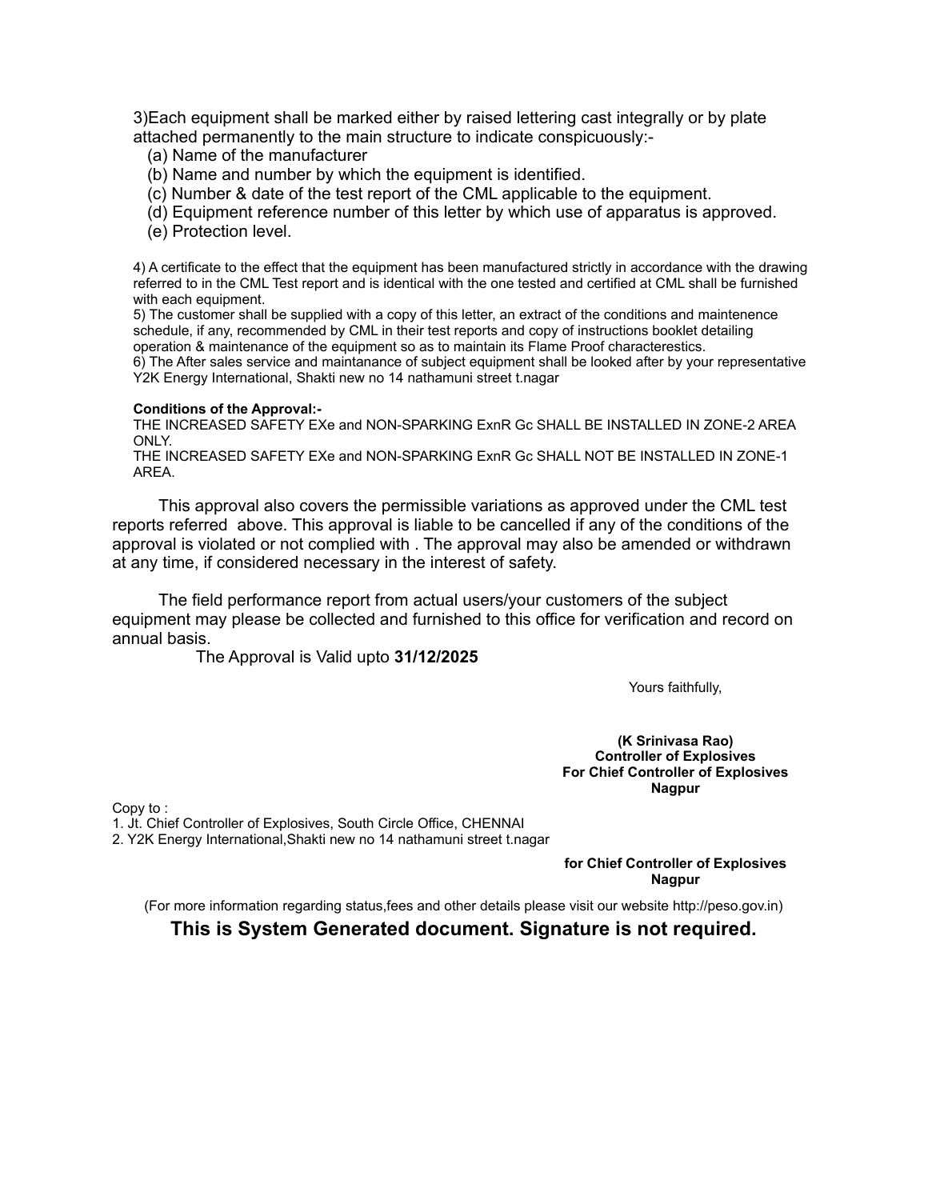3)Each equipment shall be marked either by raised lettering cast integrally or by plate attached permanently to the main structure to indicate conspicuously:-

(a) Name of the manufacturer
(b) Name and number by which the equipment is identified.
(c) Number & date of the test report of the CML applicable to the equipment.
(d) Equipment reference number of this letter by which use of apparatus is approved.
(e) Protection level.

4) A certificate to the effect that the equipment has been manufactured strictly in accordance with the drawing referred to in the CML Test report and is identical with the one tested and certified at CML shall be furnished with each equipment.
5) The customer shall be supplied with a copy of this letter, an extract of the conditions and maintenence schedule, if any, recommended by CML in their test reports and copy of instructions booklet detailing operation & maintenance of the equipment so as to maintain its Flame Proof characterestics.
6) The After sales service and maintanance of subject equipment shall be looked after by your representative Y2K Energy International, Shakti new no 14 nathamuni street t.nagar

**Conditions of the Approval:-**
THE INCREASED SAFETY EXe and NON-SPARKING ExnR Gc SHALL BE INSTALLED IN ZONE-2 AREA ONLY.
THE INCREASED SAFETY EXe and NON-SPARKING ExnR Gc SHALL NOT BE INSTALLED IN ZONE-1 AREA.

This approval also covers the permissible variations as approved under the CML test reports referred above. This approval is liable to be cancelled if any of the conditions of the approval is violated or not complied with . The approval may also be amended or withdrawn at any time, if considered necessary in the interest of safety.

The field performance report from actual users/your customers of the subject equipment may please be collected and furnished to this office for verification and record on annual basis.

The Approval is Valid upto **31/12/2025**

Yours faithfully,

**(K Srinivasa Rao)**
**Controller of Explosives**
**For Chief Controller of Explosives**
**Nagpur**

Copy to :
1. Jt. Chief Controller of Explosives, South Circle Office, CHENNAI
2. Y2K Energy International,Shakti new no 14 nathamuni street t.nagar

**for Chief Controller of Explosives**
**Nagpur**

(For more information regarding status,fees and other details please visit our website http://peso.gov.in)

**This is System Generated document. Signature is not required.**